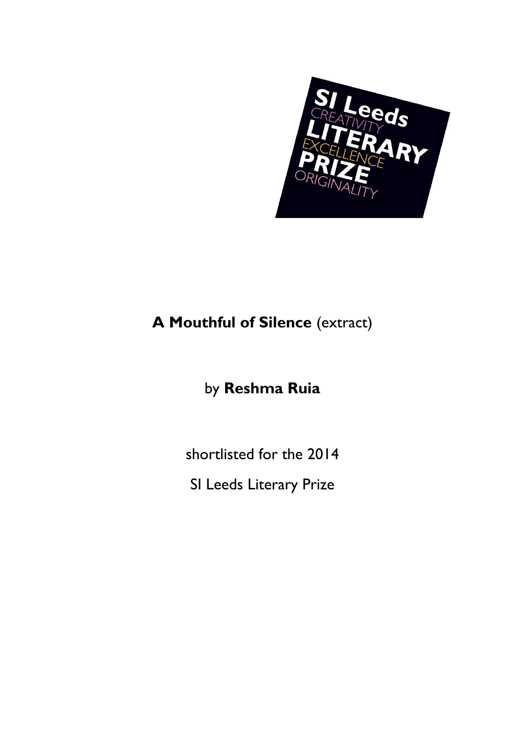SI Leeds
CREATIVITY
LITERARY
EXCELLENCE
PRIZE
ORIGINALITY

**A Mouthful of Silence** (extract)

by **Reshma Ruia**

shortlisted for the 2014

SI Leeds Literary Prize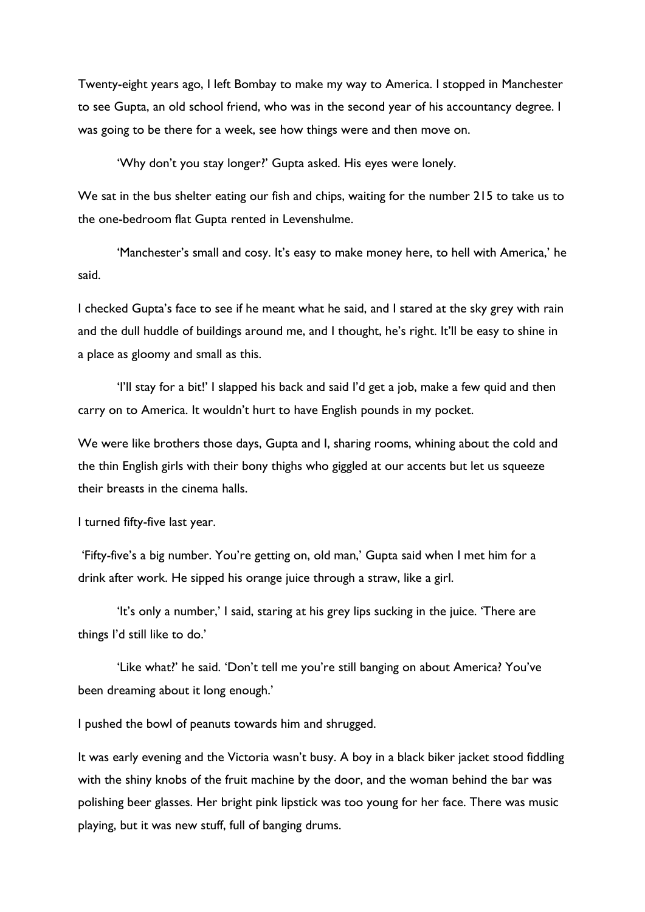Twenty-eight years ago, I left Bombay to make my way to America. I stopped in Manchester to see Gupta, an old school friend, who was in the second year of his accountancy degree. I was going to be there for a week, see how things were and then move on.

'Why don't you stay longer?' Gupta asked. His eyes were lonely.

We sat in the bus shelter eating our fish and chips, waiting for the number 215 to take us to the one-bedroom flat Gupta rented in Levenshulme.

'Manchester's small and cosy. It's easy to make money here, to hell with America,' he said.

I checked Gupta's face to see if he meant what he said, and I stared at the sky grey with rain and the dull huddle of buildings around me, and I thought, he's right. It'll be easy to shine in a place as gloomy and small as this.

'I'll stay for a bit!' I slapped his back and said I'd get a job, make a few quid and then carry on to America. It wouldn't hurt to have English pounds in my pocket.

We were like brothers those days, Gupta and I, sharing rooms, whining about the cold and the thin English girls with their bony thighs who giggled at our accents but let us squeeze their breasts in the cinema halls.

I turned fifty-five last year.

'Fifty-five's a big number. You're getting on, old man,' Gupta said when I met him for a drink after work. He sipped his orange juice through a straw, like a girl.

'It's only a number,' I said, staring at his grey lips sucking in the juice. 'There are things I'd still like to do.'

'Like what?' he said. 'Don't tell me you're still banging on about America? You've been dreaming about it long enough.'

I pushed the bowl of peanuts towards him and shrugged.

It was early evening and the Victoria wasn't busy. A boy in a black biker jacket stood fiddling with the shiny knobs of the fruit machine by the door, and the woman behind the bar was polishing beer glasses. Her bright pink lipstick was too young for her face. There was music playing, but it was new stuff, full of banging drums.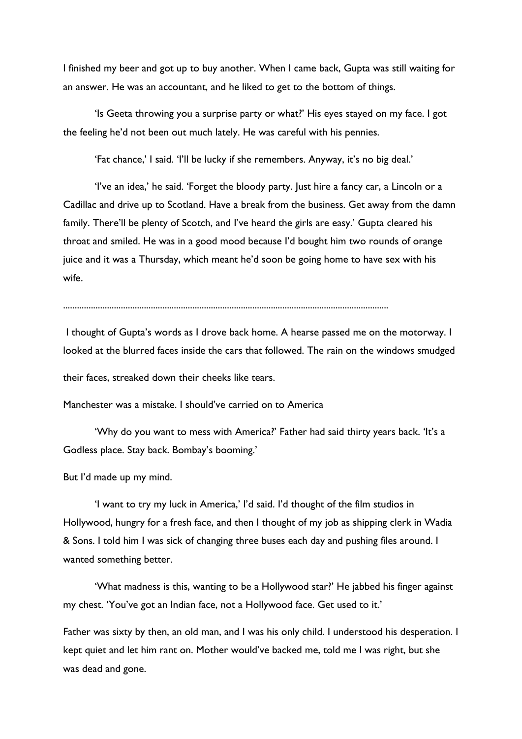I finished my beer and got up to buy another. When I came back, Gupta was still waiting for an answer. He was an accountant, and he liked to get to the bottom of things.

'Is Geeta throwing you a surprise party or what?' His eyes stayed on my face. I got the feeling he'd not been out much lately. He was careful with his pennies.

'Fat chance,' I said. 'I'll be lucky if she remembers. Anyway, it's no big deal.'

'I've an idea,' he said. 'Forget the bloody party. Just hire a fancy car, a Lincoln or a Cadillac and drive up to Scotland. Have a break from the business. Get away from the damn family. There'll be plenty of Scotch, and I've heard the girls are easy.' Gupta cleared his throat and smiled. He was in a good mood because I'd bought him two rounds of orange juice and it was a Thursday, which meant he'd soon be going home to have sex with his wife.

.......................................................................................................................................

I thought of Gupta's words as I drove back home. A hearse passed me on the motorway. I looked at the blurred faces inside the cars that followed. The rain on the windows smudged their faces, streaked down their cheeks like tears.

Manchester was a mistake. I should've carried on to America

'Why do you want to mess with America?' Father had said thirty years back. 'It's a Godless place. Stay back. Bombay's booming.'

But I'd made up my mind.

'I want to try my luck in America,' I'd said. I'd thought of the film studios in Hollywood, hungry for a fresh face, and then I thought of my job as shipping clerk in Wadia & Sons. I told him I was sick of changing three buses each day and pushing files around. I wanted something better.

'What madness is this, wanting to be a Hollywood star?' He jabbed his finger against my chest. 'You've got an Indian face, not a Hollywood face. Get used to it.'

Father was sixty by then, an old man, and I was his only child. I understood his desperation. I kept quiet and let him rant on. Mother would've backed me, told me I was right, but she was dead and gone.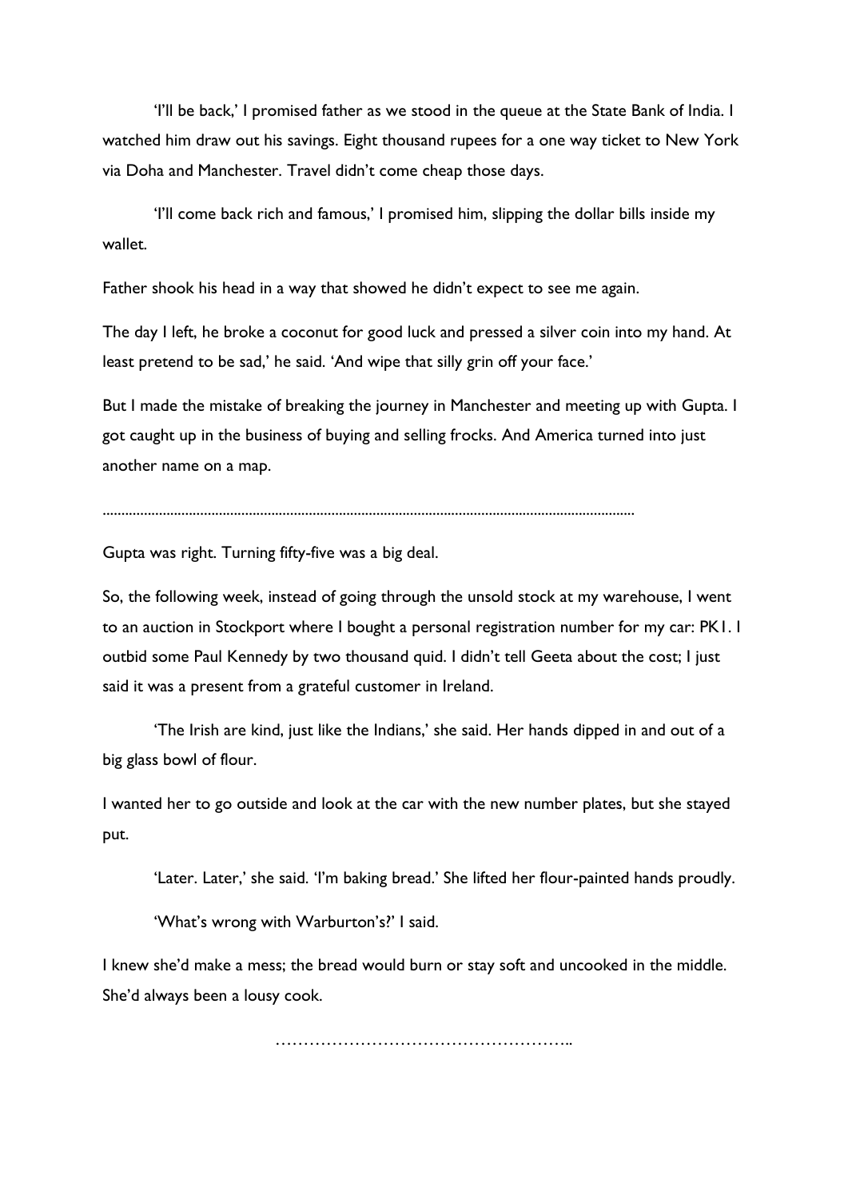'I'll be back,' I promised father as we stood in the queue at the State Bank of India. I watched him draw out his savings. Eight thousand rupees for a one way ticket to New York via Doha and Manchester. Travel didn't come cheap those days.

'I'll come back rich and famous,' I promised him, slipping the dollar bills inside my wallet.

Father shook his head in a way that showed he didn't expect to see me again.

The day I left, he broke a coconut for good luck and pressed a silver coin into my hand. At least pretend to be sad,' he said. 'And wipe that silly grin off your face.'

But I made the mistake of breaking the journey in Manchester and meeting up with Gupta. I got caught up in the business of buying and selling frocks. And America turned into just another name on a map.

..............................................................................................................................................

Gupta was right. Turning fifty-five was a big deal.

So, the following week, instead of going through the unsold stock at my warehouse, I went to an auction in Stockport where I bought a personal registration number for my car: PK1. I outbid some Paul Kennedy by two thousand quid. I didn't tell Geeta about the cost; I just said it was a present from a grateful customer in Ireland.

'The Irish are kind, just like the Indians,' she said. Her hands dipped in and out of a big glass bowl of flour.

I wanted her to go outside and look at the car with the new number plates, but she stayed put.

'Later. Later,' she said. 'I'm baking bread.' She lifted her flour-painted hands proudly.

'What's wrong with Warburton's?' I said.

I knew she'd make a mess; the bread would burn or stay soft and uncooked in the middle. She'd always been a lousy cook.

……………………………………………..